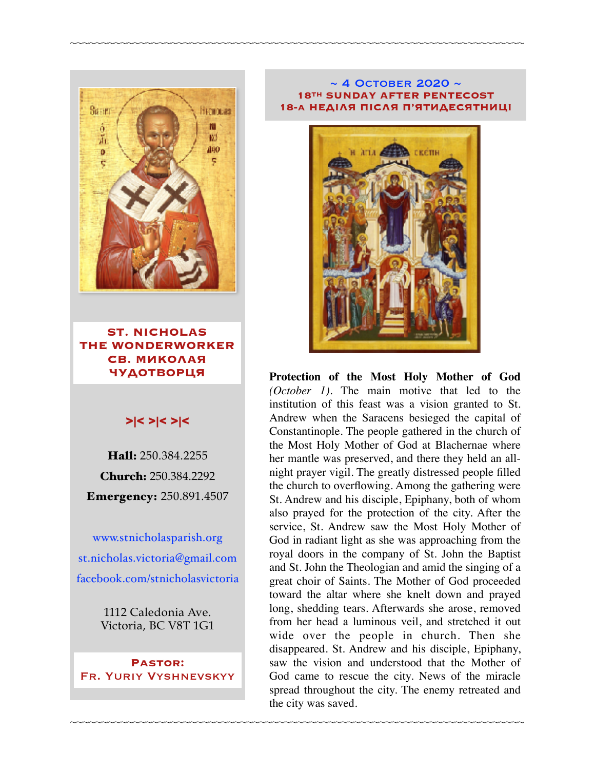**ST. NICHOLAS THE WONDERWORKER**
**СВ. МИКОЛАЯ ЧУДОТВОРЦЯ**

>|< >|< >|<

**Hall:** 250.384.2255

**Church:** 250.384.2292

**Emergency:** 250.891.4507

www.stnicholasparish.org

st.nicholas.victoria@gmail.com

facebook.com/stnicholasvictoria

1112 Caledonia Ave.
Victoria, BC V8T 1G1

**Pastor:**
**Fr. Yuriy Vyshnevskyy**

## ~ 4 October 2020 ~

### 18th SUNDAY AFTER PENTECOST
### 18-А НЕДІЛЯ ПІСЛЯ П'ЯТИДЕСЯТНИЦІ

**Protection of the Most Holy Mother of God** *(October 1)*. The main motive that led to the institution of this feast was a vision granted to St. Andrew when the Saracens besieged the capital of Constantinople. The people gathered in the church of the Most Holy Mother of God at Blachernae where her mantle was preserved, and there they held an all-night prayer vigil. The greatly distressed people filled the church to overflowing. Among the gathering were St. Andrew and his disciple, Epiphany, both of whom also prayed for the protection of the city. After the service, St. Andrew saw the Most Holy Mother of God in radiant light as she was approaching from the royal doors in the company of St. John the Baptist and St. John the Theologian and amid the singing of a great choir of Saints. The Mother of God proceeded toward the altar where she knelt down and prayed long, shedding tears. Afterwards she arose, removed from her head a luminous veil, and stretched it out wide over the people in church. Then she disappeared. St. Andrew and his disciple, Epiphany, saw the vision and understood that the Mother of God came to rescue the city. News of the miracle spread throughout the city. The enemy retreated and the city was saved.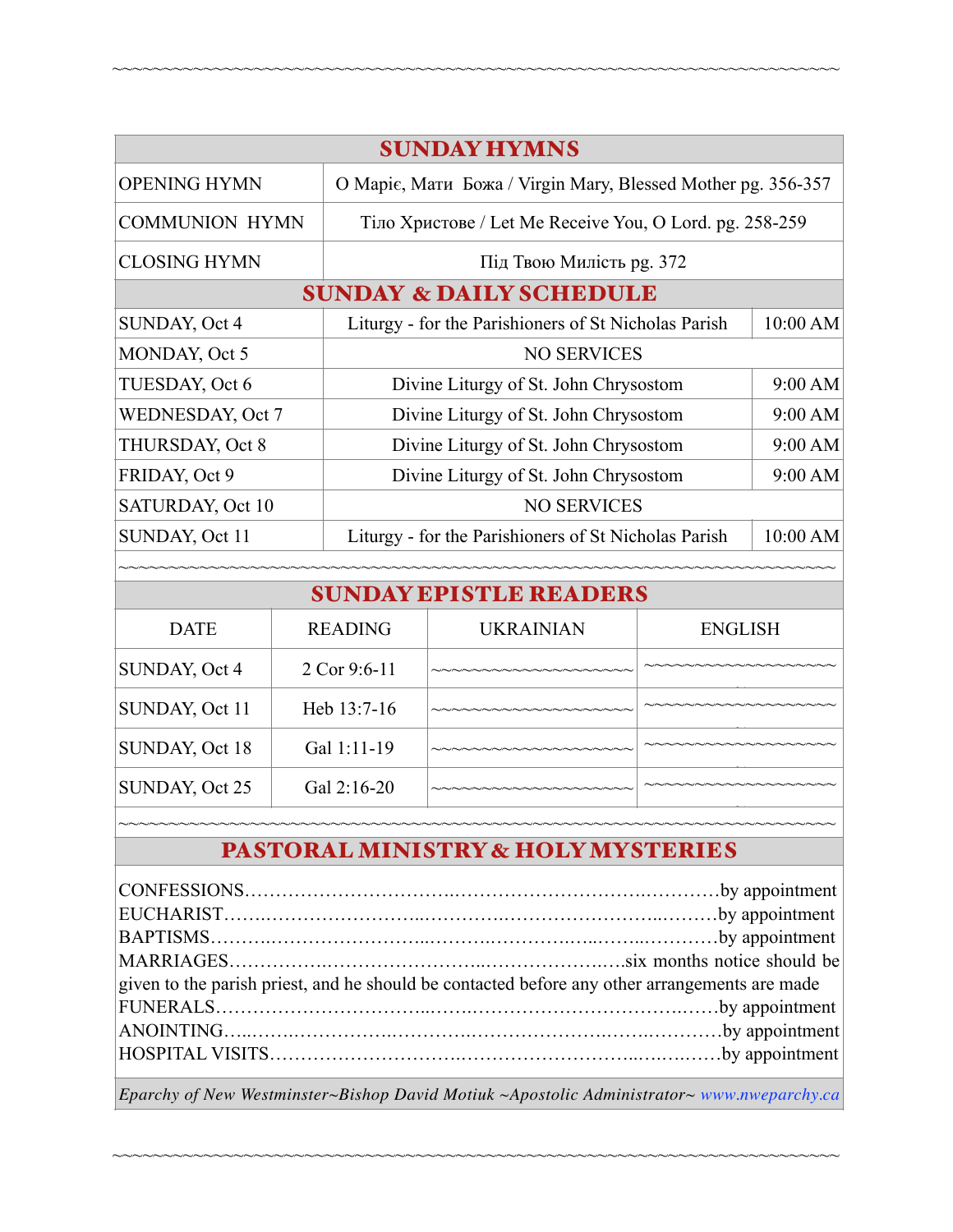## SUNDAY HYMNS

| | |
|---|---|
| OPENING HYMN | О Маріє, Мати Божа / Virgin Mary, Blessed Mother pg. 356-357 |
| COMMUNION HYMN | Тіло Христове / Let Me Receive You, O Lord. pg. 258-259 |
| CLOSING HYMN | Під Твою Милість pg. 372 |

## SUNDAY & DAILY SCHEDULE

| | | |
|---|---|---|
| SUNDAY, Oct 4 | Liturgy - for the Parishioners of St Nicholas Parish | 10:00 AM |
| MONDAY, Oct 5 | NO SERVICES | |
| TUESDAY, Oct 6 | Divine Liturgy of St. John Chrysostom | 9:00 AM |
| WEDNESDAY, Oct 7 | Divine Liturgy of St. John Chrysostom | 9:00 AM |
| THURSDAY, Oct 8 | Divine Liturgy of St. John Chrysostom | 9:00 AM |
| FRIDAY, Oct 9 | Divine Liturgy of St. John Chrysostom | 9:00 AM |
| SATURDAY, Oct 10 | NO SERVICES | |
| SUNDAY, Oct 11 | Liturgy - for the Parishioners of St Nicholas Parish | 10:00 AM |

## SUNDAY EPISTLE READERS

| DATE | READING | UKRAINIAN | ENGLISH |
|---|---|---|---|
| SUNDAY, Oct 4 | 2 Cor 9:6-11 | ~~~~~~~~~~~~~~~~~~~~ | ~~~~~~~~~~~~~~~~~~~ |
| SUNDAY, Oct 11 | Heb 13:7-16 | ~~~~~~~~~~~~~~~~~~~~ | ~~~~~~~~~~~~~~~~~~~ |
| SUNDAY, Oct 18 | Gal 1:11-19 | ~~~~~~~~~~~~~~~~~~~~ | ~~~~~~~~~~~~~~~~~~~ |
| SUNDAY, Oct 25 | Gal 2:16-20 | ~~~~~~~~~~~~~~~~~~~~ | ~~~~~~~~~~~~~~~~~~~ |

## PASTORAL MINISTRY & HOLY MYSTERIES

CONFESSIONS……………………………………………………………………by appointment
EUCHARIST…………………………………………………………………by appointment
BAPTISMS……………………………………………………………………by appointment
MARRIAGES……………………………………………………six months notice should be given to the parish priest, and he should be contacted before any other arrangements are made
FUNERALS……………………………………………………………………by appointment
ANOINTING…………………………………………………………………by appointment
HOSPITAL VISITS……………………………………………………………by appointment

*Eparchy of New Westminster~Bishop David Motiuk ~Apostolic Administrator~ www.nweparchy.ca*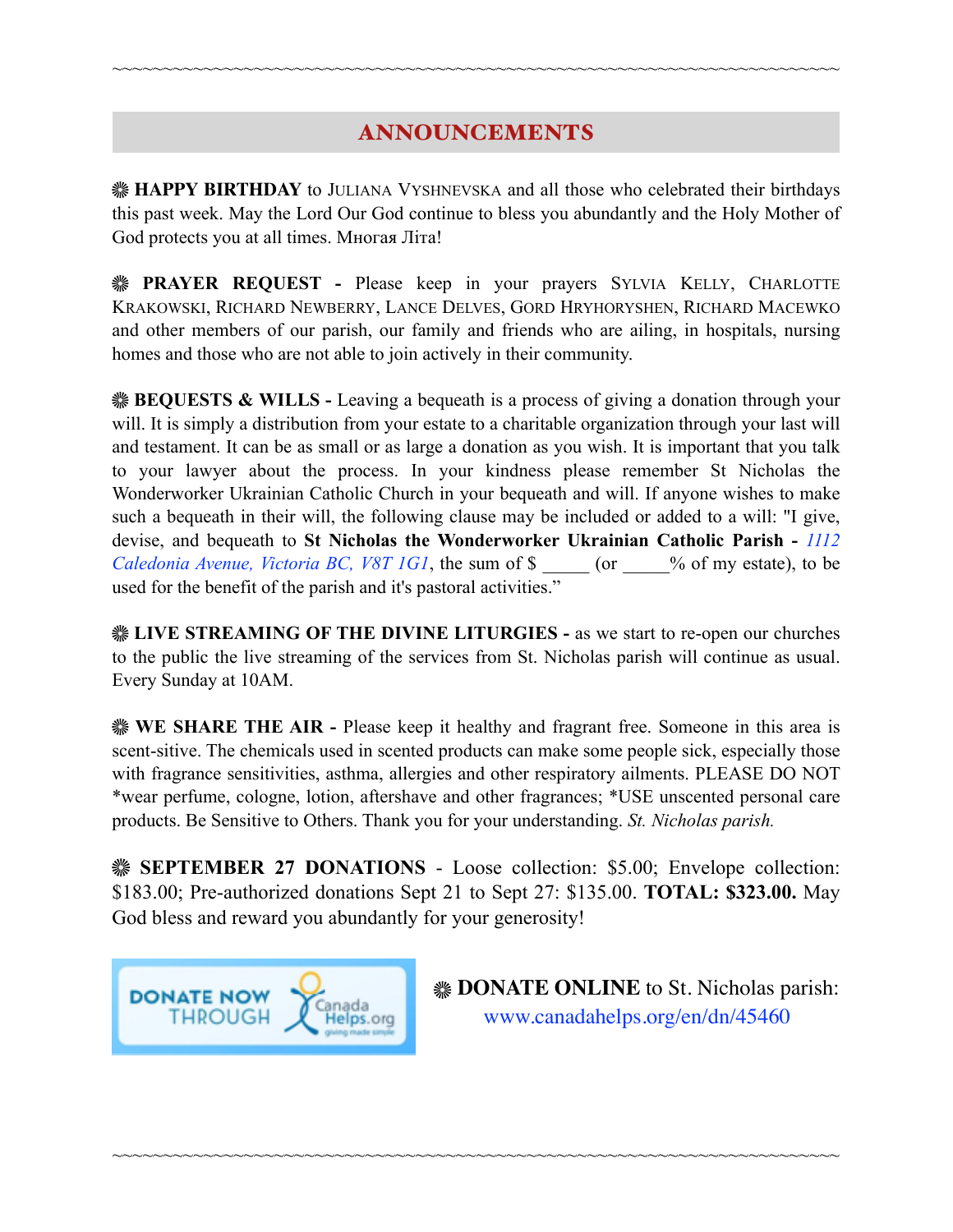## ANNOUNCEMENTS

❋ **HAPPY BIRTHDAY** to JULIANA VYSHNEVSKA and all those who celebrated their birthdays this past week. May the Lord Our God continue to bless you abundantly and the Holy Mother of God protects you at all times. Многая Літа!

❋ **PRAYER REQUEST -** Please keep in your prayers SYLVIA KELLY, CHARLOTTE KRAKOWSKI, RICHARD NEWBERRY, LANCE DELVES, GORD HRYHORYSHEN, RICHARD MACEWKO and other members of our parish, our family and friends who are ailing, in hospitals, nursing homes and those who are not able to join actively in their community.

❋ **BEQUESTS & WILLS -** Leaving a bequeath is a process of giving a donation through your will. It is simply a distribution from your estate to a charitable organization through your last will and testament. It can be as small or as large a donation as you wish. It is important that you talk to your lawyer about the process. In your kindness please remember St Nicholas the Wonderworker Ukrainian Catholic Church in your bequeath and will. If anyone wishes to make such a bequeath in their will, the following clause may be included or added to a will: "I give, devise, and bequeath to **St Nicholas the Wonderworker Ukrainian Catholic Parish -** *1112 Caledonia Avenue, Victoria BC, V8T 1G1*, the sum of $ _____ (or _____% of my estate), to be used for the benefit of the parish and it's pastoral activities."

❋ **LIVE STREAMING OF THE DIVINE LITURGIES -** as we start to re-open our churches to the public the live streaming of the services from St. Nicholas parish will continue as usual. Every Sunday at 10AM.

❋ **WE SHARE THE AIR -** Please keep it healthy and fragrant free. Someone in this area is scent-sitive. The chemicals used in scented products can make some people sick, especially those with fragrance sensitivities, asthma, allergies and other respiratory ailments. PLEASE DO NOT *wear perfume, cologne, lotion, aftershave and other fragrances; *USE unscented personal care products. Be Sensitive to Others. Thank you for your understanding. *St. Nicholas parish.*

❋ **SEPTEMBER 27 DONATIONS** - Loose collection: $5.00; Envelope collection: $183.00; Pre-authorized donations Sept 21 to Sept 27: $135.00. **TOTAL: $323.00.** May God bless and reward you abundantly for your generosity!

DONATE NOW THROUGH CanadaHelps.org

❋ **DONATE ONLINE** to St. Nicholas parish: www.canadahelps.org/en/dn/45460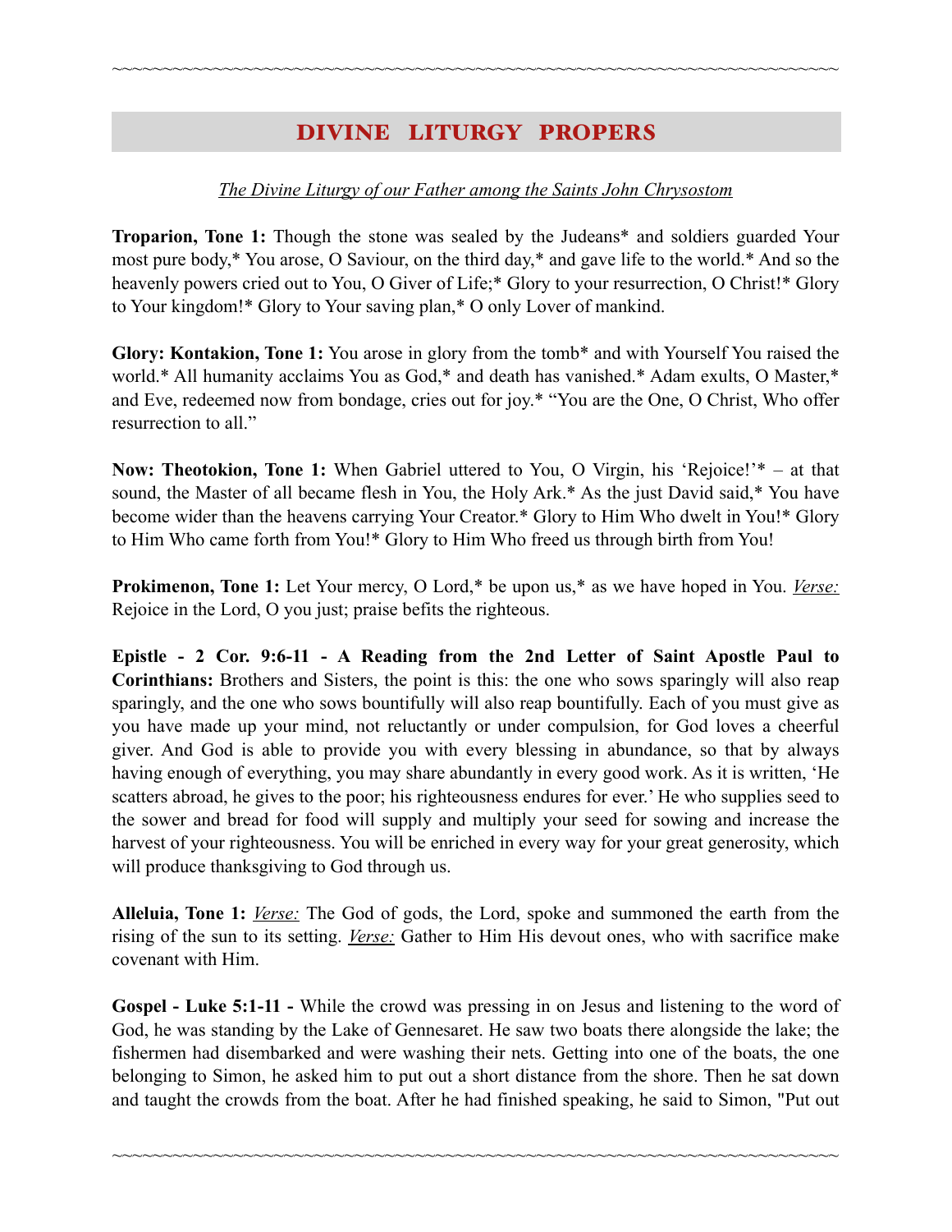## DIVINE LITURGY PROPERS

*The Divine Liturgy of our Father among the Saints John Chrysostom*

**Troparion, Tone 1:** Though the stone was sealed by the Judeans* and soldiers guarded Your most pure body,* You arose, O Saviour, on the third day,* and gave life to the world.* And so the heavenly powers cried out to You, O Giver of Life;* Glory to your resurrection, O Christ!* Glory to Your kingdom!* Glory to Your saving plan,* O only Lover of mankind.

**Glory: Kontakion, Tone 1:** You arose in glory from the tomb* and with Yourself You raised the world.* All humanity acclaims You as God,* and death has vanished.* Adam exults, O Master,* and Eve, redeemed now from bondage, cries out for joy.* "You are the One, O Christ, Who offer resurrection to all."

**Now: Theotokion, Tone 1:** When Gabriel uttered to You, O Virgin, his 'Rejoice!'* – at that sound, the Master of all became flesh in You, the Holy Ark.* As the just David said,* You have become wider than the heavens carrying Your Creator.* Glory to Him Who dwelt in You!* Glory to Him Who came forth from You!* Glory to Him Who freed us through birth from You!

**Prokimenon, Tone 1:** Let Your mercy, O Lord,* be upon us,* as we have hoped in You. *Verse:* Rejoice in the Lord, O you just; praise befits the righteous.

**Epistle - 2 Cor. 9:6-11 - A Reading from the 2nd Letter of Saint Apostle Paul to Corinthians:** Brothers and Sisters, the point is this: the one who sows sparingly will also reap sparingly, and the one who sows bountifully will also reap bountifully. Each of you must give as you have made up your mind, not reluctantly or under compulsion, for God loves a cheerful giver. And God is able to provide you with every blessing in abundance, so that by always having enough of everything, you may share abundantly in every good work. As it is written, 'He scatters abroad, he gives to the poor; his righteousness endures for ever.' He who supplies seed to the sower and bread for food will supply and multiply your seed for sowing and increase the harvest of your righteousness. You will be enriched in every way for your great generosity, which will produce thanksgiving to God through us.

**Alleluia, Tone 1:** *Verse:* The God of gods, the Lord, spoke and summoned the earth from the rising of the sun to its setting. *Verse:* Gather to Him His devout ones, who with sacrifice make covenant with Him.

**Gospel - Luke 5:1-11 -** While the crowd was pressing in on Jesus and listening to the word of God, he was standing by the Lake of Gennesaret. He saw two boats there alongside the lake; the fishermen had disembarked and were washing their nets. Getting into one of the boats, the one belonging to Simon, he asked him to put out a short distance from the shore. Then he sat down and taught the crowds from the boat. After he had finished speaking, he said to Simon, "Put out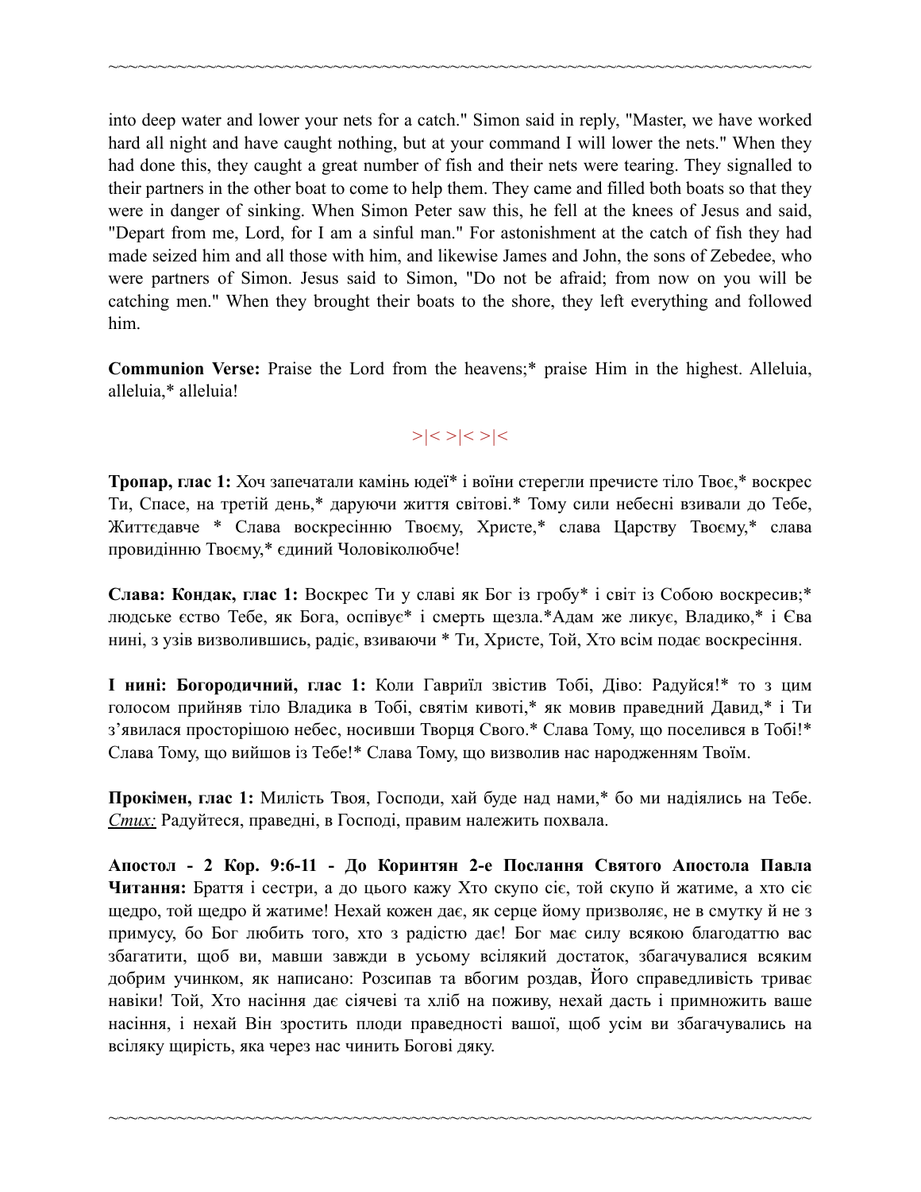into deep water and lower your nets for a catch." Simon said in reply, "Master, we have worked hard all night and have caught nothing, but at your command I will lower the nets." When they had done this, they caught a great number of fish and their nets were tearing. They signalled to their partners in the other boat to come to help them. They came and filled both boats so that they were in danger of sinking. When Simon Peter saw this, he fell at the knees of Jesus and said, "Depart from me, Lord, for I am a sinful man." For astonishment at the catch of fish they had made seized him and all those with him, and likewise James and John, the sons of Zebedee, who were partners of Simon. Jesus said to Simon, "Do not be afraid; from now on you will be catching men." When they brought their boats to the shore, they left everything and followed him.

**Communion Verse:** Praise the Lord from the heavens;* praise Him in the highest. Alleluia, alleluia,* alleluia!

>|< >|< >|<

**Тропар, глас 1:** Хоч запечатали камінь юдеї* і воїни стерегли пречисте тіло Твоє,* воскрес Ти, Спасе, на третій день,* даруючи життя світові.* Тому сили небесні взивали до Тебе, Життєдавче * Слава воскресінню Твоєму, Христе,* слава Царству Твоєму,* слава провидінню Твоєму,* єдиний Чоловіколюбче!

**Слава: Кондак, глас 1:** Воскрес Ти у славі як Бог із гробу* і світ із Собою воскресив;* людське єство Тебе, як Бога, оспівує* і смерть щезла.*Адам же ликує, Владико,* і Єва нині, з узів визволившись, радіє, взиваючи * Ти, Христе, Той, Хто всім подає воскресіння.

**І нині: Богородичний, глас 1:** Коли Гавриїл звістив Тобі, Діво: Радуйся!* то з цим голосом прийняв тіло Владика в Тобі, святім кивоті,* як мовив праведний Давид,* і Ти з'явилася просторішою небес, носивши Творця Свого.* Слава Тому, що поселився в Тобі!* Слава Тому, що вийшов із Тебе!* Слава Тому, що визволив нас народженням Твоїм.

**Прокімен, глас 1:** Милість Твоя, Господи, хай буде над нами,* бо ми надіялись на Тебе. ***Стих:*** Радуйтеся, праведні, в Господі, правим належить похвала.

**Апостол - 2 Кор. 9:6-11 - До Коринтян 2-е Послання Святого Апостола Павла Читання:** Браття і сестри, а до цього кажу Хто скупо сіє, той скупо й жатиме, а хто сіє щедро, той щедро й жатиме! Нехай кожен дає, як серце йому призволяє, не в смутку й не з примусу, бо Бог любить того, хто з радістю дає! Бог має силу всякою благодаттю вас збагатити, щоб ви, мавши завжди в усьому всілякий достаток, збагачувалися всяким добрим учинком, як написано: Розсипав та вбогим роздав, Його справедливість триває навіки! Той, Хто насіння дає сіячеві та хліб на поживу, нехай дасть і примножить ваше насіння, і нехай Він зростить плоди праведності вашої, щоб усім ви збагачувались на всіляку щирість, яка через нас чинить Богові дяку.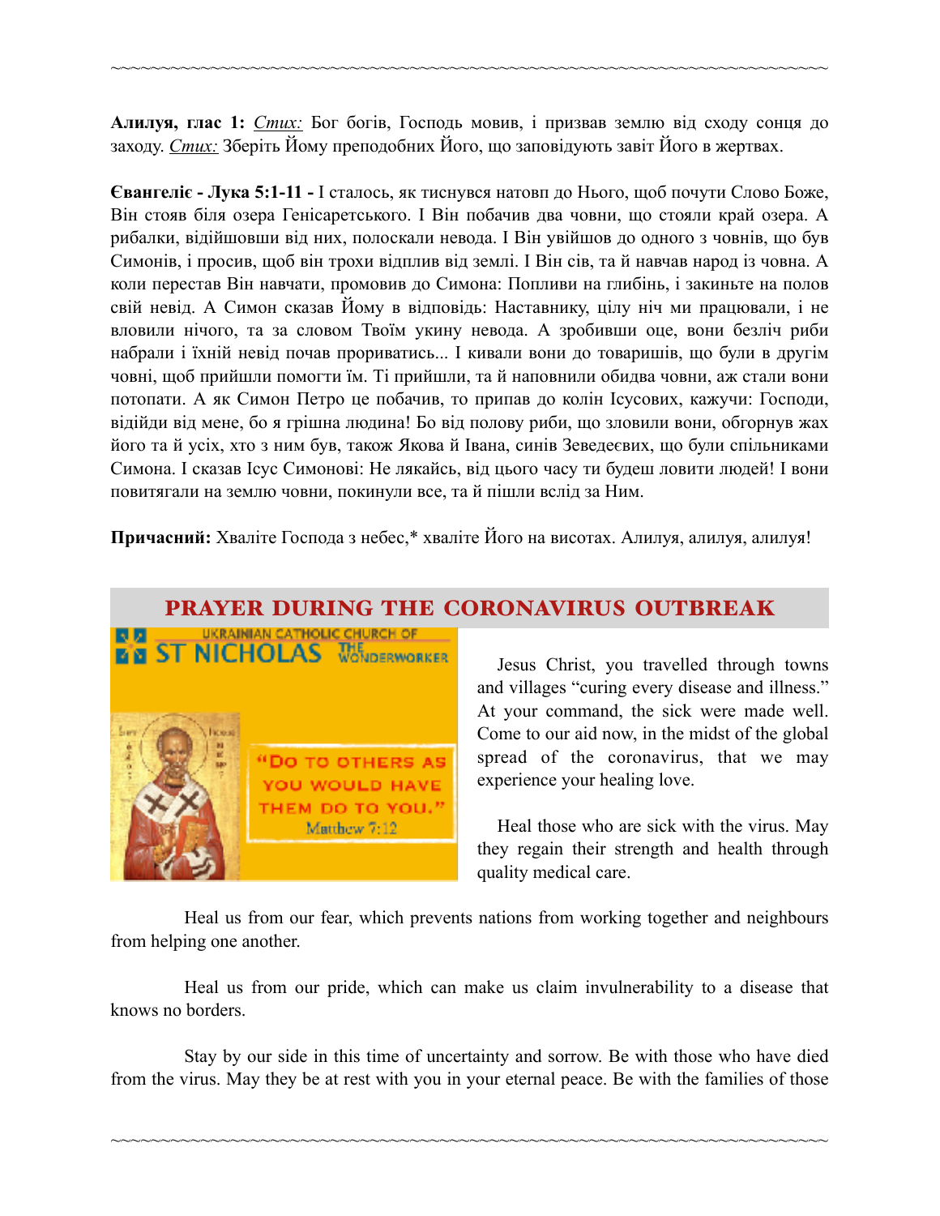~~~~~~~~~~~~~~~~~~~~~~~~~~~~~~~~~~~~~~~~~~~~~~~~~~~~~~~~~~~~~~~~~~~~~~~~~~~~~~~~

**Алилуя, глас 1:** *Стих:* Бог богів, Господь мовив, і призвав землю від сходу сонця до заходу. *Стих:* Зберіть Йому преподобних Його, що заповідують завіт Його в жертвах.

**Євангеліє - Лука 5:1-11 -** І сталось, як тиснувся натовп до Нього, щоб почути Слово Боже, Він стояв біля озера Генісаретського. І Він побачив два човни, що стояли край озера. А рибалки, відійшовши від них, полоскали невода. І Він увійшов до одного з човнів, що був Симонів, і просив, щоб він трохи відплив від землі. І Він сів, та й навчав народ із човна. А коли перестав Він навчати, промовив до Симона: Попливи на глибінь, і закиньте на полов свій невід. А Симон сказав Йому в відповідь: Наставнику, цілу ніч ми працювали, і не вловили нічого, та за словом Твоїм укину невода. А зробивши оце, вони безліч риби набрали і їхній невід почав прориватись... І кивали вони до товаришів, що були в другім човні, щоб прийшли помогти їм. Ті прийшли, та й наповнили обидва човни, аж стали вони потопати. А як Симон Петро це побачив, то припав до колін Ісусових, кажучи: Господи, відійди від мене, бо я грішна людина! Бо від полову риби, що зловили вони, обгорнув жах його та й усіх, хто з ним був, також Якова й Івана, синів Зеведеєвих, що були спільниками Симона. І сказав Ісус Симонові: Не лякайсь, від цього часу ти будеш ловити людей! І вони повитягали на землю човни, покинули все, та й пішли вслід за Ним.

**Причасний:** Хваліте Господа з небес,* хваліте Його на висотах. Алилуя, алилуя, алилуя!

## PRAYER DURING THE CORONAVIRUS OUTBREAK

UKRAINIAN CATHOLIC CHURCH OF ST NICHOLAS THE WONDERWORKER

"DO TO OTHERS AS YOU WOULD HAVE THEM DO TO YOU." Matthew 7:12

Jesus Christ, you travelled through towns and villages "curing every disease and illness." At your command, the sick were made well. Come to our aid now, in the midst of the global spread of the coronavirus, that we may experience your healing love.

Heal those who are sick with the virus. May they regain their strength and health through quality medical care.

Heal us from our fear, which prevents nations from working together and neighbours from helping one another.

Heal us from our pride, which can make us claim invulnerability to a disease that knows no borders.

Stay by our side in this time of uncertainty and sorrow. Be with those who have died from the virus. May they be at rest with you in your eternal peace. Be with the families of those

~~~~~~~~~~~~~~~~~~~~~~~~~~~~~~~~~~~~~~~~~~~~~~~~~~~~~~~~~~~~~~~~~~~~~~~~~~~~~~~~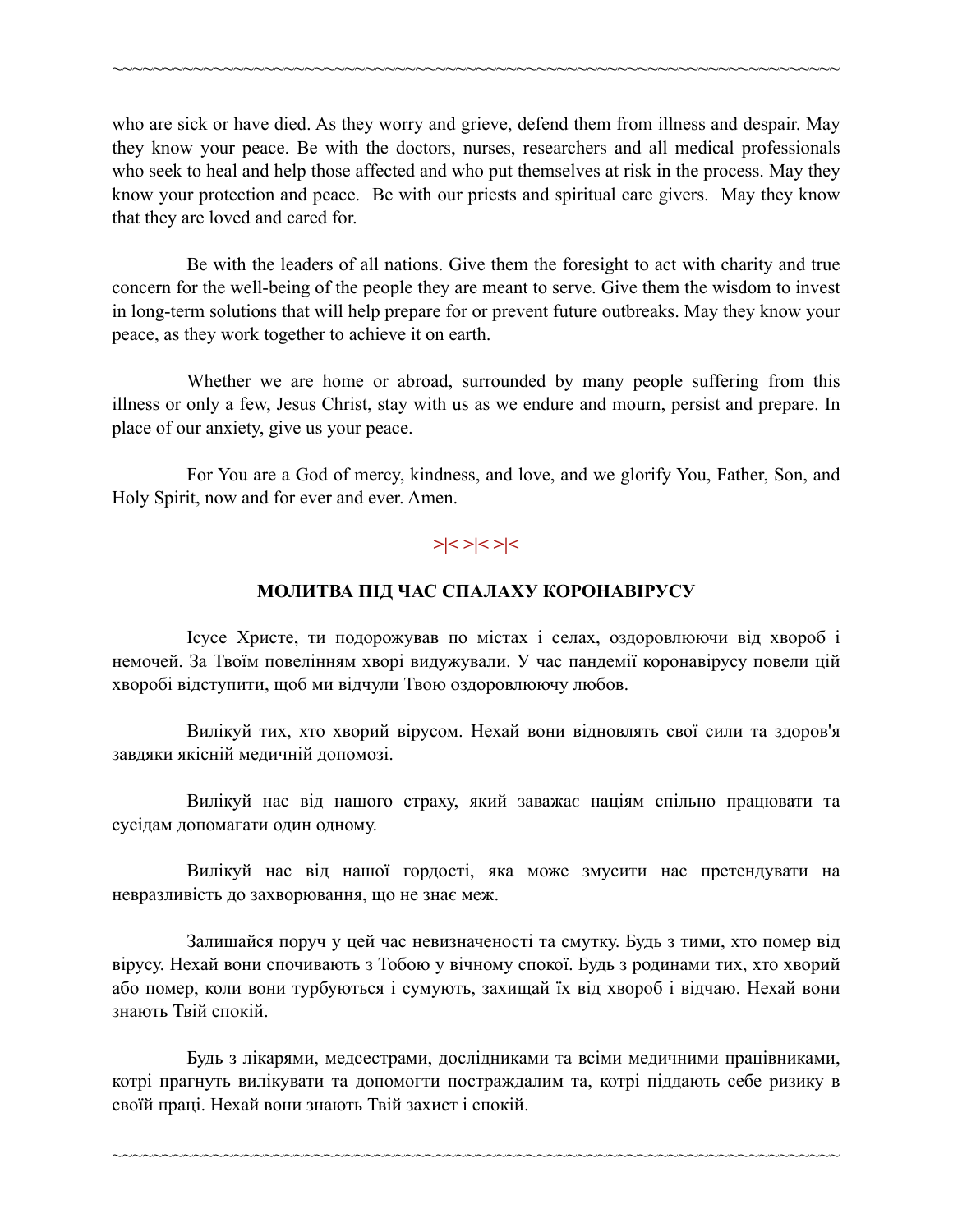who are sick or have died. As they worry and grieve, defend them from illness and despair. May they know your peace. Be with the doctors, nurses, researchers and all medical professionals who seek to heal and help those affected and who put themselves at risk in the process. May they know your protection and peace. Be with our priests and spiritual care givers. May they know that they are loved and cared for.

Be with the leaders of all nations. Give them the foresight to act with charity and true concern for the well-being of the people they are meant to serve. Give them the wisdom to invest in long-term solutions that will help prepare for or prevent future outbreaks. May they know your peace, as they work together to achieve it on earth.

Whether we are home or abroad, surrounded by many people suffering from this illness or only a few, Jesus Christ, stay with us as we endure and mourn, persist and prepare. In place of our anxiety, give us your peace.

For You are a God of mercy, kindness, and love, and we glorify You, Father, Son, and Holy Spirit, now and for ever and ever. Amen.

>|< >|< >|<

**МОЛИТВА ПІД ЧАС СПАЛАХУ КОРОНАВІРУСУ**

Ісусе Христе, ти подорожував по містах і селах, оздоровлюючи від хвороб і немочей. За Твоїм повелінням хворі видужували. У час пандемії коронавірусу повели цій хворобі відступити, щоб ми відчули Твою оздоровлюючу любов.

Вилікуй тих, хто хворий вірусом. Нехай вони відновлять свої сили та здоров'я завдяки якісній медичній допомозі.

Вилікуй нас від нашого страху, який заважає націям спільно працювати та сусідам допомагати один одному.

Вилікуй нас від нашої гордості, яка може змусити нас претендувати на невразливість до захворювання, що не знає меж.

Залишайся поруч у цей час невизначеності та смутку. Будь з тими, хто помер від вірусу. Нехай вони спочивають з Тобою у вічному спокої. Будь з родинами тих, хто хворий або помер, коли вони турбуються і сумують, захищай їх від хвороб і відчаю. Нехай вони знають Твій спокій.

Будь з лікарями, медсестрами, дослідниками та всіми медичними працівниками, котрі прагнуть вилікувати та допомогти постраждалим та, котрі піддають себе ризику в своїй праці. Нехай вони знають Твій захист і спокій.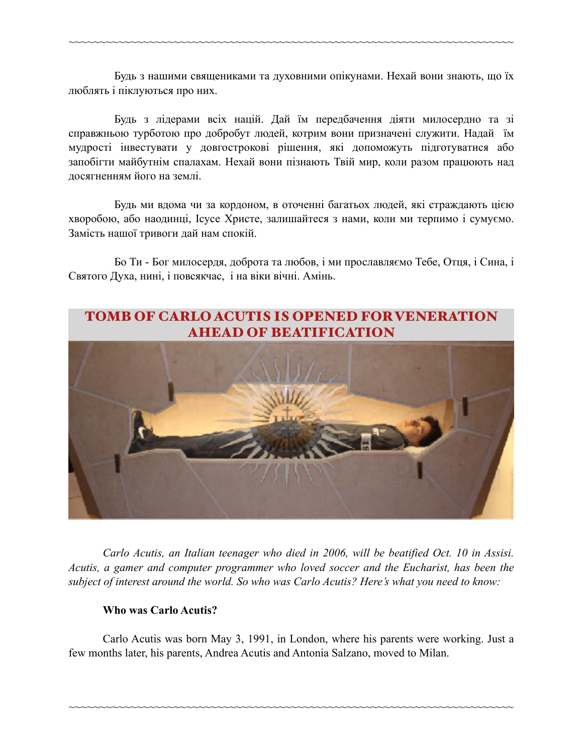Будь з нашими священиками та духовними опікунами. Нехай вони знають, що їх люблять і піклуються про них.

Будь з лідерами всіх націй. Дай їм передбачення діяти милосердно та зі справжньою турботою про добробут людей, котрим вони призначені служити. Надай їм мудрості інвестувати у довгострокові рішення, які допоможуть підготуватися або запобігти майбутнім спалахам. Нехай вони пізнають Твій мир, коли разом працюють над досягненням його на землі.

Будь ми вдома чи за кордоном, в оточенні багатьох людей, які страждають цією хворобою, або наодинці, Ісусе Христе, залишайтеся з нами, коли ми терпимо і сумуємо. Замість нашої тривоги дай нам спокій.

Бо Ти - Бог милосердя, доброта та любов, і ми прославляємо Тебе, Отця, і Сина, і Святого Духа, нині, і повсякчас, і на віки вічні. Амінь.

## TOMB OF CARLO ACUTIS IS OPENED FOR VENERATION AHEAD OF BEATIFICATION

*Carlo Acutis, an Italian teenager who died in 2006, will be beatified Oct. 10 in Assisi. Acutis, a gamer and computer programmer who loved soccer and the Eucharist, has been the subject of interest around the world. So who was Carlo Acutis? Here's what you need to know:*

**Who was Carlo Acutis?**

Carlo Acutis was born May 3, 1991, in London, where his parents were working. Just a few months later, his parents, Andrea Acutis and Antonia Salzano, moved to Milan.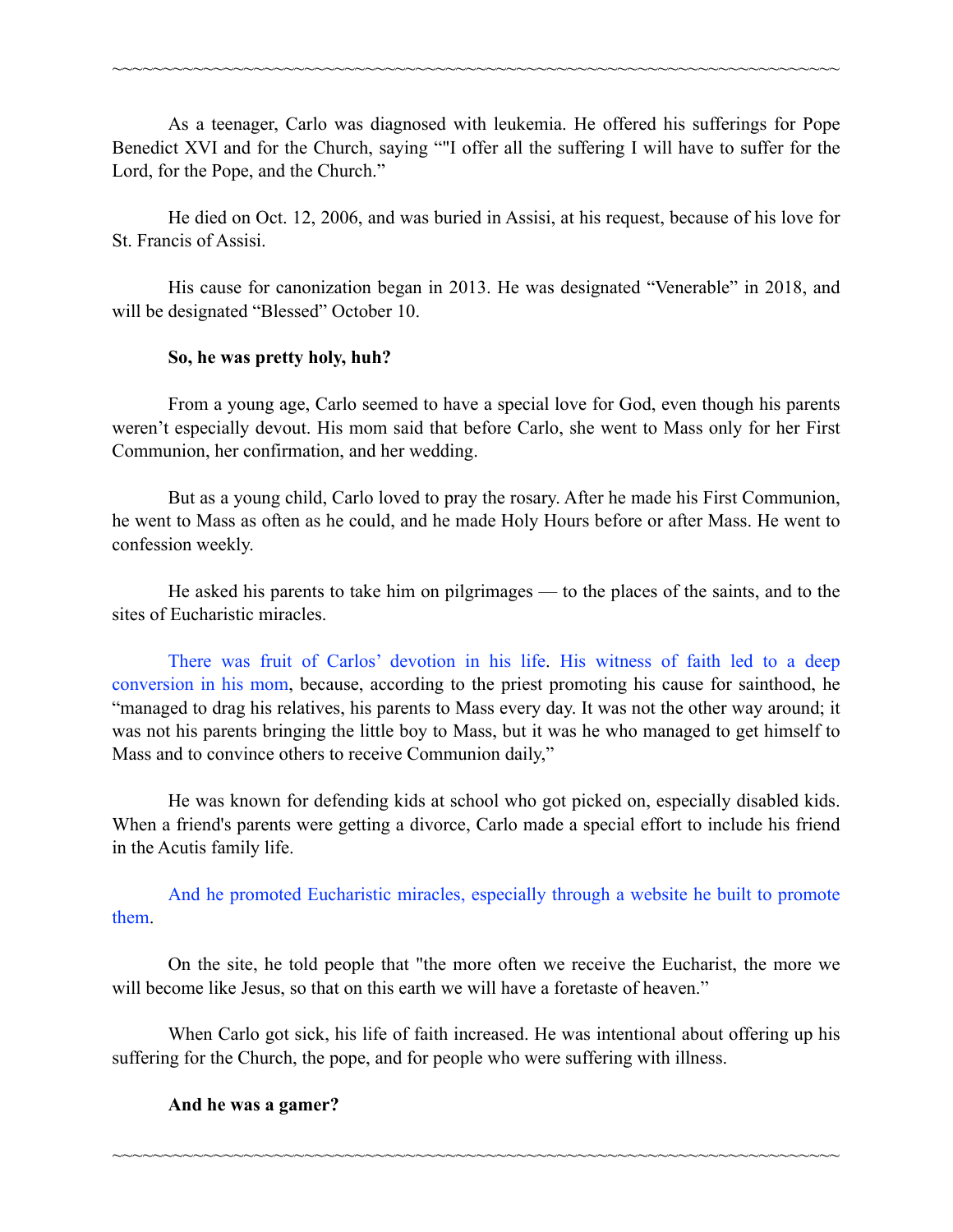As a teenager, Carlo was diagnosed with leukemia. He offered his sufferings for Pope Benedict XVI and for the Church, saying “"I offer all the suffering I will have to suffer for the Lord, for the Pope, and the Church.”

He died on Oct. 12, 2006, and was buried in Assisi, at his request, because of his love for St. Francis of Assisi.

His cause for canonization began in 2013. He was designated “Venerable” in 2018, and will be designated “Blessed” October 10.

**So, he was pretty holy, huh?**

From a young age, Carlo seemed to have a special love for God, even though his parents weren’t especially devout. His mom said that before Carlo, she went to Mass only for her First Communion, her confirmation, and her wedding.

But as a young child, Carlo loved to pray the rosary. After he made his First Communion, he went to Mass as often as he could, and he made Holy Hours before or after Mass. He went to confession weekly.

He asked his parents to take him on pilgrimages — to the places of the saints, and to the sites of Eucharistic miracles.

There was fruit of Carlos’ devotion in his life. His witness of faith led to a deep conversion in his mom, because, according to the priest promoting his cause for sainthood, he “managed to drag his relatives, his parents to Mass every day. It was not the other way around; it was not his parents bringing the little boy to Mass, but it was he who managed to get himself to Mass and to convince others to receive Communion daily,”

He was known for defending kids at school who got picked on, especially disabled kids. When a friend's parents were getting a divorce, Carlo made a special effort to include his friend in the Acutis family life.

And he promoted Eucharistic miracles, especially through a website he built to promote them.

On the site, he told people that "the more often we receive the Eucharist, the more we will become like Jesus, so that on this earth we will have a foretaste of heaven.”

When Carlo got sick, his life of faith increased. He was intentional about offering up his suffering for the Church, the pope, and for people who were suffering with illness.

**And he was a gamer?**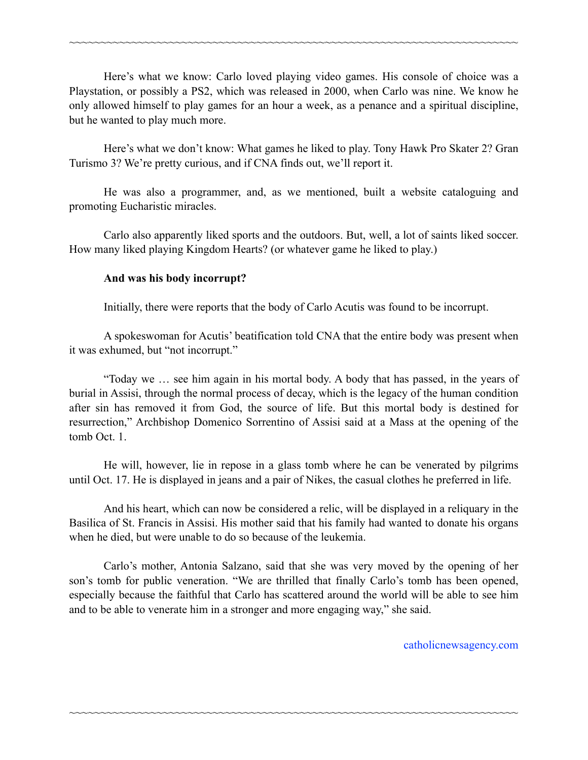~~~~~~~~~~~~~~~~~~~~~~~~~~~~~~~~~~~~~~~~~~~~~~~~~~~~~~~~~~~~~~~~~~~~~~~~~~~~~~~~~~~~~~~~~

Here's what we know: Carlo loved playing video games. His console of choice was a Playstation, or possibly a PS2, which was released in 2000, when Carlo was nine. We know he only allowed himself to play games for an hour a week, as a penance and a spiritual discipline, but he wanted to play much more.

Here's what we don't know: What games he liked to play. Tony Hawk Pro Skater 2? Gran Turismo 3? We're pretty curious, and if CNA finds out, we'll report it.

He was also a programmer, and, as we mentioned, built a website cataloguing and promoting Eucharistic miracles.

Carlo also apparently liked sports and the outdoors. But, well, a lot of saints liked soccer. How many liked playing Kingdom Hearts? (or whatever game he liked to play.)

**And was his body incorrupt?**

Initially, there were reports that the body of Carlo Acutis was found to be incorrupt.

A spokeswoman for Acutis' beatification told CNA that the entire body was present when it was exhumed, but "not incorrupt."

"Today we … see him again in his mortal body. A body that has passed, in the years of burial in Assisi, through the normal process of decay, which is the legacy of the human condition after sin has removed it from God, the source of life. But this mortal body is destined for resurrection," Archbishop Domenico Sorrentino of Assisi said at a Mass at the opening of the tomb Oct. 1.

He will, however, lie in repose in a glass tomb where he can be venerated by pilgrims until Oct. 17. He is displayed in jeans and a pair of Nikes, the casual clothes he preferred in life.

And his heart, which can now be considered a relic, will be displayed in a reliquary in the Basilica of St. Francis in Assisi. His mother said that his family had wanted to donate his organs when he died, but were unable to do so because of the leukemia.

Carlo's mother, Antonia Salzano, said that she was very moved by the opening of her son's tomb for public veneration. "We are thrilled that finally Carlo's tomb has been opened, especially because the faithful that Carlo has scattered around the world will be able to see him and to be able to venerate him in a stronger and more engaging way," she said.

catholicnewsagency.com

~~~~~~~~~~~~~~~~~~~~~~~~~~~~~~~~~~~~~~~~~~~~~~~~~~~~~~~~~~~~~~~~~~~~~~~~~~~~~~~~~~~~~~~~~